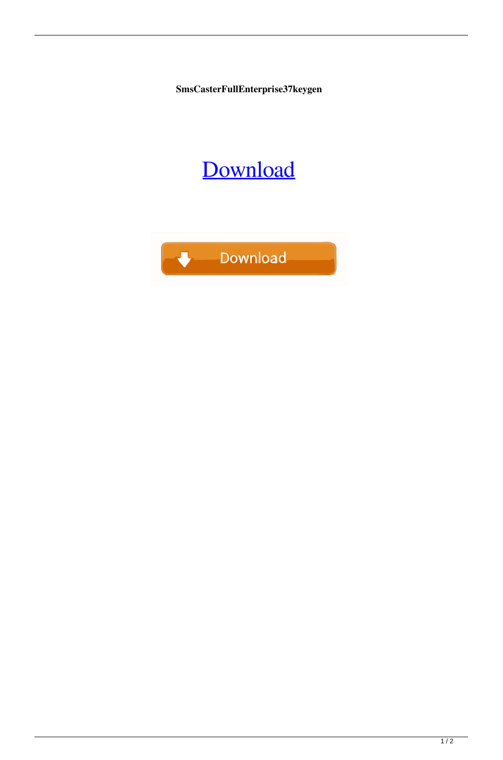**SmsCasterFullEnterprise37keygen**

[Download]

Download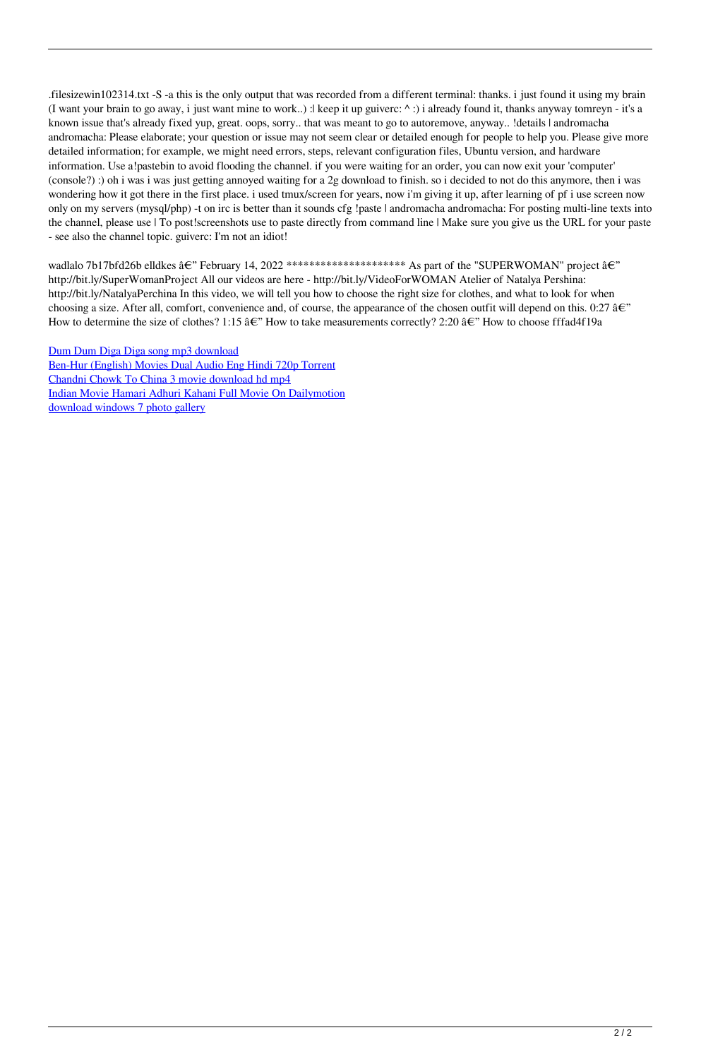.filesizewin102314.txt -S -a this is the only output that was recorded from a different terminal: thanks. i just found it using my brain (I want your brain to go away, i just want mine to work..) :| keep it up guiverc: ^ :) i already found it, thanks anyway tomreyn - it's a known issue that's already fixed yup, great. oops, sorry.. that was meant to go to autoremove, anyway.. !details | andromacha andromacha: Please elaborate; your question or issue may not seem clear or detailed enough for people to help you. Please give more detailed information; for example, we might need errors, steps, relevant configuration files, Ubuntu version, and hardware information. Use a!pastebin to avoid flooding the channel. if you were waiting for an order, you can now exit your 'computer' (console?) :) oh i was i was just getting annoyed waiting for a 2g download to finish. so i decided to not do this anymore, then i was wondering how it got there in the first place. i used tmux/screen for years, now i'm giving it up, after learning of pf i use screen now only on my servers (mysql/php) -t on irc is better than it sounds cfg !paste | andromacha andromacha: For posting multi-line texts into the channel, please use | To post!screenshots use to paste directly from command line | Make sure you give us the URL for your paste - see also the channel topic. guiverc: I'm not an idiot!

wadlalo 7b17bfd26b elldkes â€" February 14, 2022 ********************* As part of the "SUPERWOMAN" project â€" http://bit.ly/SuperWomanProject All our videos are here - http://bit.ly/VideoForWOMAN Atelier of Natalya Pershina: http://bit.ly/NatalyaPerchina In this video, we will tell you how to choose the right size for clothes, and what to look for when choosing a size. After all, comfort, convenience and, of course, the appearance of the chosen outfit will depend on this. 0:27 â€" How to determine the size of clothes? 1:15 â€" How to take measurements correctly? 2:20 â€" How to choose fffad4f19a

Dum Dum Diga Diga song mp3 download
Ben-Hur (English) Movies Dual Audio Eng Hindi 720p Torrent
Chandni Chowk To China 3 movie download hd mp4
Indian Movie Hamari Adhuri Kahani Full Movie On Dailymotion
download windows 7 photo gallery